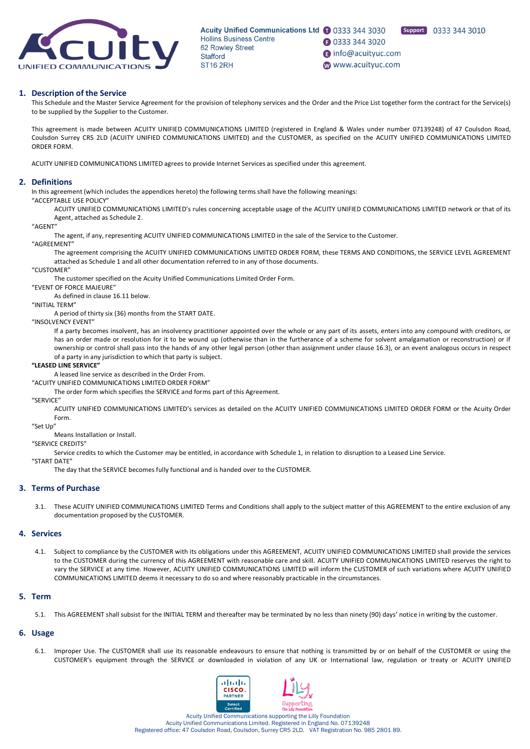Acuity Unified Communications Ltd
Hollins Business Centre
62 Rowley Street
Stafford
ST16 2RH

T 0333 344 3030 Support 0333 344 3010
F 0333 344 3020
E info@acuityuc.com
W www.acuityuc.com

## 1. Description of the Service

This Schedule and the Master Service Agreement for the provision of telephony services and the Order and the Price List together form the contract for the Service(s) to be supplied by the Supplier to the Customer.

This agreement is made between ACUITY UNIFIED COMMUNICATIONS LIMITED (registered in England & Wales under number 07139248) of 47 Coulsdon Road, Coulsdon Surrey CR5 2LD (ACUITY UNIFIED COMMUNICATIONS LIMITED) and the CUSTOMER, as specified on the ACUITY UNIFIED COMMUNICATIONS LIMITED ORDER FORM.

ACUITY UNIFIED COMMUNICATIONS LIMITED agrees to provide Internet Services as specified under this agreement.

## 2. Definitions

In this agreement (which includes the appendices hereto) the following terms shall have the following meanings:

"ACCEPTABLE USE POLICY"
: ACUITY UNIFIED COMMUNICATIONS LIMITED's rules concerning acceptable usage of the ACUITY UNIFIED COMMUNICATIONS LIMITED network or that of its Agent, attached as Schedule 2.

"AGENT"
: The agent, if any, representing ACUITY UNIFIED COMMUNICATIONS LIMITED in the sale of the Service to the Customer.

"AGREEMENT"
: The agreement comprising the ACUITY UNIFIED COMMUNICATIONS LIMITED ORDER FORM, these TERMS AND CONDITIONS, the SERVICE LEVEL AGREEMENT attached as Schedule 1 and all other documentation referred to in any of those documents.

"CUSTOMER"
: The customer specified on the Acuity Unified Communications Limited Order Form.

"EVENT OF FORCE MAJEURE"
: As defined in clause 16.11 below.

"INITIAL TERM"
: A period of thirty six (36) months from the START DATE.

"INSOLVENCY EVENT"
: If a party becomes insolvent, has an insolvency practitioner appointed over the whole or any part of its assets, enters into any compound with creditors, or has an order made or resolution for it to be wound up (otherwise than in the furtherance of a scheme for solvent amalgamation or reconstruction) or if ownership or control shall pass into the hands of any other legal person (other than assignment under clause 16.3), or an event analogous occurs in respect of a party in any jurisdiction to which that party is subject.

**"LEASED LINE SERVICE"**
: A leased line service as described in the Order From.

"ACUITY UNIFIED COMMUNICATIONS LIMITED ORDER FORM"
: The order form which specifies the SERVICE and forms part of this Agreement.

"SERVICE"
: ACUITY UNIFIED COMMUNICATIONS LIMITED's services as detailed on the ACUITY UNIFIED COMMUNICATIONS LIMITED ORDER FORM or the Acuity Order Form.

"Set Up"
: Means Installation or Install.

"SERVICE CREDITS"
: Service credits to which the Customer may be entitled, in accordance with Schedule 1, in relation to disruption to a Leased Line Service.

"START DATE"
: The day that the SERVICE becomes fully functional and is handed over to the CUSTOMER.

## 3. Terms of Purchase

3.1. These ACUITY UNIFIED COMMUNICATIONS LIMITED Terms and Conditions shall apply to the subject matter of this AGREEMENT to the entire exclusion of any documentation proposed by the CUSTOMER.

## 4. Services

4.1. Subject to compliance by the CUSTOMER with its obligations under this AGREEMENT, ACUITY UNIFIED COMMUNICATIONS LIMITED shall provide the services to the CUSTOMER during the currency of this AGREEMENT with reasonable care and skill. ACUITY UNIFIED COMMUNICATIONS LIMITED reserves the right to vary the SERVICE at any time. However, ACUITY UNIFIED COMMUNICATIONS LIMITED will inform the CUSTOMER of such variations where ACUITY UNIFIED COMMUNICATIONS LIMITED deems it necessary to do so and where reasonably practicable in the circumstances.

## 5. Term

5.1. This AGREEMENT shall subsist for the INITIAL TERM and thereafter may be terminated by no less than ninety (90) days' notice in writing by the customer.

## 6. Usage

6.1. Improper Use. The CUSTOMER shall use its reasonable endeavours to ensure that nothing is transmitted by or on behalf of the CUSTOMER or using the CUSTOMER's equipment through the SERVICE or downloaded in violation of any UK or International law, regulation or treaty or ACUITY UNIFIED

Acuity Unified Communications supporting the Lilly Foundation
Acuity Unified Communications Limited. Registered in England No. 07139248
Registered office: 47 Coulsdon Road, Coulsdon, Surrey CR5 2LD. VAT Registration No. 985 2801 89.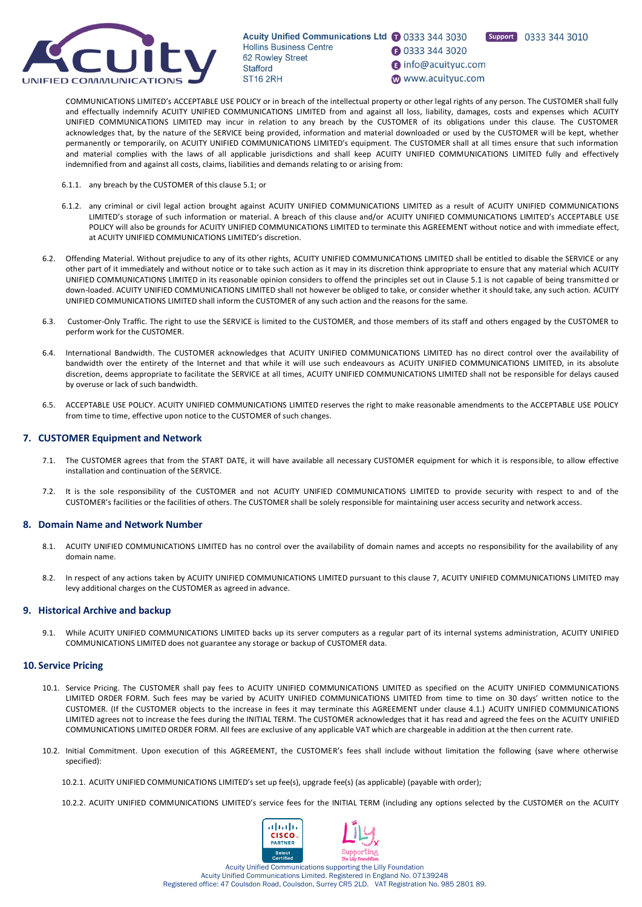COMMUNICATIONS LIMITED's ACCEPTABLE USE POLICY or in breach of the intellectual property or other legal rights of any person. The CUSTOMER shall fully and effectually indemnify ACUITY UNIFIED COMMUNICATIONS LIMITED from and against all loss, liability, damages, costs and expenses which ACUITY UNIFIED COMMUNICATIONS LIMITED may incur in relation to any breach by the CUSTOMER of its obligations under this clause. The CUSTOMER acknowledges that, by the nature of the SERVICE being provided, information and material downloaded or used by the CUSTOMER will be kept, whether permanently or temporarily, on ACUITY UNIFIED COMMUNICATIONS LIMITED's equipment. The CUSTOMER shall at all times ensure that such information and material complies with the laws of all applicable jurisdictions and shall keep ACUITY UNIFIED COMMUNICATIONS LIMITED fully and effectively indemnified from and against all costs, claims, liabilities and demands relating to or arising from:

6.1.1. any breach by the CUSTOMER of this clause 5.1; or

6.1.2. any criminal or civil legal action brought against ACUITY UNIFIED COMMUNICATIONS LIMITED as a result of ACUITY UNIFIED COMMUNICATIONS LIMITED's storage of such information or material. A breach of this clause and/or ACUITY UNIFIED COMMUNICATIONS LIMITED's ACCEPTABLE USE POLICY will also be grounds for ACUITY UNIFIED COMMUNICATIONS LIMITED to terminate this AGREEMENT without notice and with immediate effect, at ACUITY UNIFIED COMMUNICATIONS LIMITED's discretion.

6.2. Offending Material. Without prejudice to any of its other rights, ACUITY UNIFIED COMMUNICATIONS LIMITED shall be entitled to disable the SERVICE or any other part of it immediately and without notice or to take such action as it may in its discretion think appropriate to ensure that any material which ACUITY UNIFIED COMMUNICATIONS LIMITED in its reasonable opinion considers to offend the principles set out in Clause 5.1 is not capable of being transmitted or down-loaded. ACUITY UNIFIED COMMUNICATIONS LIMITED shall not however be obliged to take, or consider whether it should take, any such action. ACUITY UNIFIED COMMUNICATIONS LIMITED shall inform the CUSTOMER of any such action and the reasons for the same.

6.3. Customer-Only Traffic. The right to use the SERVICE is limited to the CUSTOMER, and those members of its staff and others engaged by the CUSTOMER to perform work for the CUSTOMER.

6.4. International Bandwidth. The CUSTOMER acknowledges that ACUITY UNIFIED COMMUNICATIONS LIMITED has no direct control over the availability of bandwidth over the entirety of the Internet and that while it will use such endeavours as ACUITY UNIFIED COMMUNICATIONS LIMITED, in its absolute discretion, deems appropriate to facilitate the SERVICE at all times, ACUITY UNIFIED COMMUNICATIONS LIMITED shall not be responsible for delays caused by overuse or lack of such bandwidth.

6.5. ACCEPTABLE USE POLICY. ACUITY UNIFIED COMMUNICATIONS LIMITED reserves the right to make reasonable amendments to the ACCEPTABLE USE POLICY from time to time, effective upon notice to the CUSTOMER of such changes.

## 7. CUSTOMER Equipment and Network

7.1. The CUSTOMER agrees that from the START DATE, it will have available all necessary CUSTOMER equipment for which it is responsible, to allow effective installation and continuation of the SERVICE.

7.2. It is the sole responsibility of the CUSTOMER and not ACUITY UNIFIED COMMUNICATIONS LIMITED to provide security with respect to and of the CUSTOMER's facilities or the facilities of others. The CUSTOMER shall be solely responsible for maintaining user access security and network access.

## 8. Domain Name and Network Number

8.1. ACUITY UNIFIED COMMUNICATIONS LIMITED has no control over the availability of domain names and accepts no responsibility for the availability of any domain name.

8.2. In respect of any actions taken by ACUITY UNIFIED COMMUNICATIONS LIMITED pursuant to this clause 7, ACUITY UNIFIED COMMUNICATIONS LIMITED may levy additional charges on the CUSTOMER as agreed in advance.

## 9. Historical Archive and backup

9.1. While ACUITY UNIFIED COMMUNICATIONS LIMITED backs up its server computers as a regular part of its internal systems administration, ACUITY UNIFIED COMMUNICATIONS LIMITED does not guarantee any storage or backup of CUSTOMER data.

## 10. Service Pricing

10.1. Service Pricing. The CUSTOMER shall pay fees to ACUITY UNIFIED COMMUNICATIONS LIMITED as specified on the ACUITY UNIFIED COMMUNICATIONS LIMITED ORDER FORM. Such fees may be varied by ACUITY UNIFIED COMMUNICATIONS LIMITED from time to time on 30 days' written notice to the CUSTOMER. (If the CUSTOMER objects to the increase in fees it may terminate this AGREEMENT under clause 4.1.) ACUITY UNIFIED COMMUNICATIONS LIMITED agrees not to increase the fees during the INITIAL TERM. The CUSTOMER acknowledges that it has read and agreed the fees on the ACUITY UNIFIED COMMUNICATIONS LIMITED ORDER FORM. All fees are exclusive of any applicable VAT which are chargeable in addition at the then current rate.

10.2. Initial Commitment. Upon execution of this AGREEMENT, the CUSTOMER's fees shall include without limitation the following (save where otherwise specified):

10.2.1. ACUITY UNIFIED COMMUNICATIONS LIMITED's set up fee(s), upgrade fee(s) (as applicable) (payable with order);

10.2.2. ACUITY UNIFIED COMMUNICATIONS LIMITED's service fees for the INITIAL TERM (including any options selected by the CUSTOMER on the ACUITY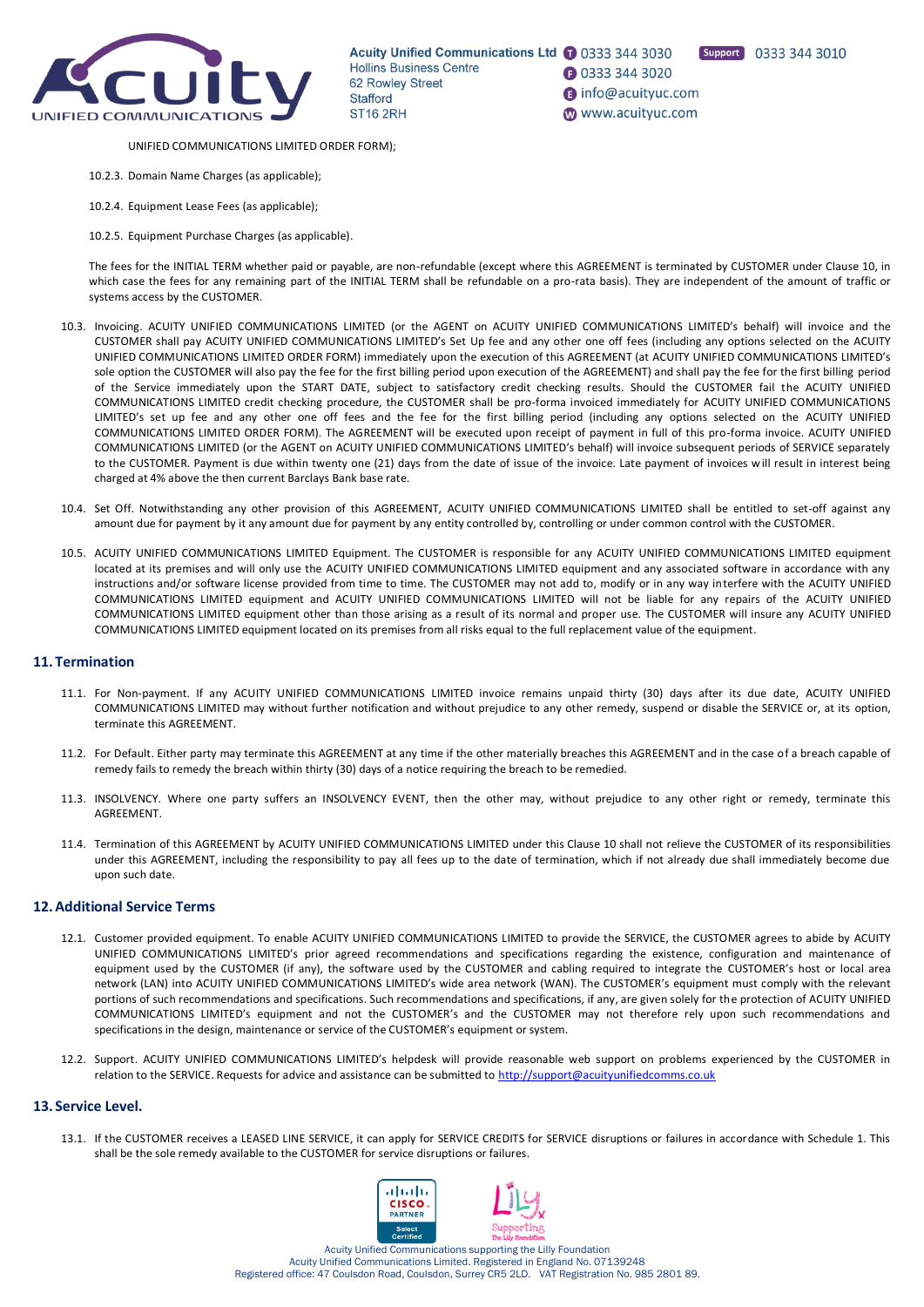UNIFIED COMMUNICATIONS LIMITED ORDER FORM);

10.2.3. Domain Name Charges (as applicable);

10.2.4. Equipment Lease Fees (as applicable);

10.2.5. Equipment Purchase Charges (as applicable).

The fees for the INITIAL TERM whether paid or payable, are non-refundable (except where this AGREEMENT is terminated by CUSTOMER under Clause 10, in which case the fees for any remaining part of the INITIAL TERM shall be refundable on a pro-rata basis). They are independent of the amount of traffic or systems access by the CUSTOMER.

10.3. Invoicing. ACUITY UNIFIED COMMUNICATIONS LIMITED (or the AGENT on ACUITY UNIFIED COMMUNICATIONS LIMITED's behalf) will invoice and the CUSTOMER shall pay ACUITY UNIFIED COMMUNICATIONS LIMITED's Set Up fee and any other one off fees (including any options selected on the ACUITY UNIFIED COMMUNICATIONS LIMITED ORDER FORM) immediately upon the execution of this AGREEMENT (at ACUITY UNIFIED COMMUNICATIONS LIMITED's sole option the CUSTOMER will also pay the fee for the first billing period upon execution of the AGREEMENT) and shall pay the fee for the first billing period of the Service immediately upon the START DATE, subject to satisfactory credit checking results. Should the CUSTOMER fail the ACUITY UNIFIED COMMUNICATIONS LIMITED credit checking procedure, the CUSTOMER shall be pro-forma invoiced immediately for ACUITY UNIFIED COMMUNICATIONS LIMITED's set up fee and any other one off fees and the fee for the first billing period (including any options selected on the ACUITY UNIFIED COMMUNICATIONS LIMITED ORDER FORM). The AGREEMENT will be executed upon receipt of payment in full of this pro-forma invoice. ACUITY UNIFIED COMMUNICATIONS LIMITED (or the AGENT on ACUITY UNIFIED COMMUNICATIONS LIMITED's behalf) will invoice subsequent periods of SERVICE separately to the CUSTOMER. Payment is due within twenty one (21) days from the date of issue of the invoice. Late payment of invoices will result in interest being charged at 4% above the then current Barclays Bank base rate.

10.4. Set Off. Notwithstanding any other provision of this AGREEMENT, ACUITY UNIFIED COMMUNICATIONS LIMITED shall be entitled to set-off against any amount due for payment by it any amount due for payment by any entity controlled by, controlling or under common control with the CUSTOMER.

10.5. ACUITY UNIFIED COMMUNICATIONS LIMITED Equipment. The CUSTOMER is responsible for any ACUITY UNIFIED COMMUNICATIONS LIMITED equipment located at its premises and will only use the ACUITY UNIFIED COMMUNICATIONS LIMITED equipment and any associated software in accordance with any instructions and/or software license provided from time to time. The CUSTOMER may not add to, modify or in any way interfere with the ACUITY UNIFIED COMMUNICATIONS LIMITED equipment and ACUITY UNIFIED COMMUNICATIONS LIMITED will not be liable for any repairs of the ACUITY UNIFIED COMMUNICATIONS LIMITED equipment other than those arising as a result of its normal and proper use. The CUSTOMER will insure any ACUITY UNIFIED COMMUNICATIONS LIMITED equipment located on its premises from all risks equal to the full replacement value of the equipment.

## 11. Termination

11.1. For Non-payment. If any ACUITY UNIFIED COMMUNICATIONS LIMITED invoice remains unpaid thirty (30) days after its due date, ACUITY UNIFIED COMMUNICATIONS LIMITED may without further notification and without prejudice to any other remedy, suspend or disable the SERVICE or, at its option, terminate this AGREEMENT.

11.2. For Default. Either party may terminate this AGREEMENT at any time if the other materially breaches this AGREEMENT and in the case of a breach capable of remedy fails to remedy the breach within thirty (30) days of a notice requiring the breach to be remedied.

11.3. INSOLVENCY. Where one party suffers an INSOLVENCY EVENT, then the other may, without prejudice to any other right or remedy, terminate this AGREEMENT.

11.4. Termination of this AGREEMENT by ACUITY UNIFIED COMMUNICATIONS LIMITED under this Clause 10 shall not relieve the CUSTOMER of its responsibilities under this AGREEMENT, including the responsibility to pay all fees up to the date of termination, which if not already due shall immediately become due upon such date.

## 12. Additional Service Terms

12.1. Customer provided equipment. To enable ACUITY UNIFIED COMMUNICATIONS LIMITED to provide the SERVICE, the CUSTOMER agrees to abide by ACUITY UNIFIED COMMUNICATIONS LIMITED's prior agreed recommendations and specifications regarding the existence, configuration and maintenance of equipment used by the CUSTOMER (if any), the software used by the CUSTOMER and cabling required to integrate the CUSTOMER's host or local area network (LAN) into ACUITY UNIFIED COMMUNICATIONS LIMITED's wide area network (WAN). The CUSTOMER's equipment must comply with the relevant portions of such recommendations and specifications. Such recommendations and specifications, if any, are given solely for the protection of ACUITY UNIFIED COMMUNICATIONS LIMITED's equipment and not the CUSTOMER's and the CUSTOMER may not therefore rely upon such recommendations and specifications in the design, maintenance or service of the CUSTOMER's equipment or system.

12.2. Support. ACUITY UNIFIED COMMUNICATIONS LIMITED's helpdesk will provide reasonable web support on problems experienced by the CUSTOMER in relation to the SERVICE. Requests for advice and assistance can be submitted to http://support@acuityunifiedcomms.co.uk

## 13. Service Level.

13.1. If the CUSTOMER receives a LEASED LINE SERVICE, it can apply for SERVICE CREDITS for SERVICE disruptions or failures in accordance with Schedule 1. This shall be the sole remedy available to the CUSTOMER for service disruptions or failures.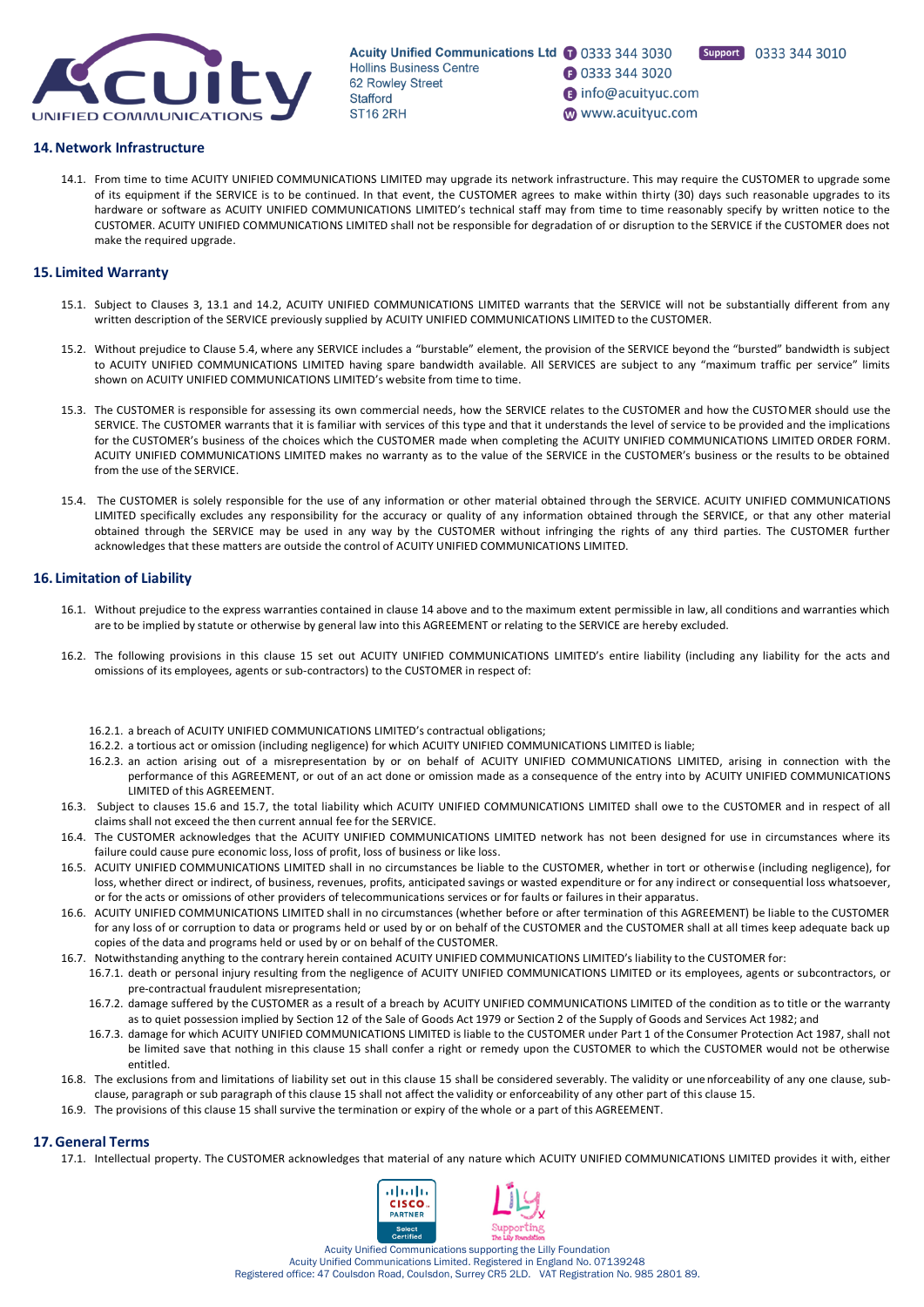## 14. Network Infrastructure

14.1. From time to time ACUITY UNIFIED COMMUNICATIONS LIMITED may upgrade its network infrastructure. This may require the CUSTOMER to upgrade some of its equipment if the SERVICE is to be continued. In that event, the CUSTOMER agrees to make within thirty (30) days such reasonable upgrades to its hardware or software as ACUITY UNIFIED COMMUNICATIONS LIMITED's technical staff may from time to time reasonably specify by written notice to the CUSTOMER. ACUITY UNIFIED COMMUNICATIONS LIMITED shall not be responsible for degradation of or disruption to the SERVICE if the CUSTOMER does not make the required upgrade.

## 15. Limited Warranty

15.1. Subject to Clauses 3, 13.1 and 14.2, ACUITY UNIFIED COMMUNICATIONS LIMITED warrants that the SERVICE will not be substantially different from any written description of the SERVICE previously supplied by ACUITY UNIFIED COMMUNICATIONS LIMITED to the CUSTOMER.

15.2. Without prejudice to Clause 5.4, where any SERVICE includes a "burstable" element, the provision of the SERVICE beyond the "bursted" bandwidth is subject to ACUITY UNIFIED COMMUNICATIONS LIMITED having spare bandwidth available. All SERVICES are subject to any "maximum traffic per service" limits shown on ACUITY UNIFIED COMMUNICATIONS LIMITED's website from time to time.

15.3. The CUSTOMER is responsible for assessing its own commercial needs, how the SERVICE relates to the CUSTOMER and how the CUSTOMER should use the SERVICE. The CUSTOMER warrants that it is familiar with services of this type and that it understands the level of service to be provided and the implications for the CUSTOMER's business of the choices which the CUSTOMER made when completing the ACUITY UNIFIED COMMUNICATIONS LIMITED ORDER FORM. ACUITY UNIFIED COMMUNICATIONS LIMITED makes no warranty as to the value of the SERVICE in the CUSTOMER's business or the results to be obtained from the use of the SERVICE.

15.4. The CUSTOMER is solely responsible for the use of any information or other material obtained through the SERVICE. ACUITY UNIFIED COMMUNICATIONS LIMITED specifically excludes any responsibility for the accuracy or quality of any information obtained through the SERVICE, or that any other material obtained through the SERVICE may be used in any way by the CUSTOMER without infringing the rights of any third parties. The CUSTOMER further acknowledges that these matters are outside the control of ACUITY UNIFIED COMMUNICATIONS LIMITED.

## 16. Limitation of Liability

16.1. Without prejudice to the express warranties contained in clause 14 above and to the maximum extent permissible in law, all conditions and warranties which are to be implied by statute or otherwise by general law into this AGREEMENT or relating to the SERVICE are hereby excluded.

16.2. The following provisions in this clause 15 set out ACUITY UNIFIED COMMUNICATIONS LIMITED's entire liability (including any liability for the acts and omissions of its employees, agents or sub-contractors) to the CUSTOMER in respect of:

16.2.1. a breach of ACUITY UNIFIED COMMUNICATIONS LIMITED's contractual obligations;
16.2.2. a tortious act or omission (including negligence) for which ACUITY UNIFIED COMMUNICATIONS LIMITED is liable;
16.2.3. an action arising out of a misrepresentation by or on behalf of ACUITY UNIFIED COMMUNICATIONS LIMITED, arising in connection with the performance of this AGREEMENT, or out of an act done or omission made as a consequence of the entry into by ACUITY UNIFIED COMMUNICATIONS LIMITED of this AGREEMENT.

16.3. Subject to clauses 15.6 and 15.7, the total liability which ACUITY UNIFIED COMMUNICATIONS LIMITED shall owe to the CUSTOMER and in respect of all claims shall not exceed the then current annual fee for the SERVICE.

16.4. The CUSTOMER acknowledges that the ACUITY UNIFIED COMMUNICATIONS LIMITED network has not been designed for use in circumstances where its failure could cause pure economic loss, loss of profit, loss of business or like loss.

16.5. ACUITY UNIFIED COMMUNICATIONS LIMITED shall in no circumstances be liable to the CUSTOMER, whether in tort or otherwise (including negligence), for loss, whether direct or indirect, of business, revenues, profits, anticipated savings or wasted expenditure or for any indirect or consequential loss whatsoever, or for the acts or omissions of other providers of telecommunications services or for faults or failures in their apparatus.

16.6. ACUITY UNIFIED COMMUNICATIONS LIMITED shall in no circumstances (whether before or after termination of this AGREEMENT) be liable to the CUSTOMER for any loss of or corruption to data or programs held or used by or on behalf of the CUSTOMER and the CUSTOMER shall at all times keep adequate back up copies of the data and programs held or used by or on behalf of the CUSTOMER.

16.7. Notwithstanding anything to the contrary herein contained ACUITY UNIFIED COMMUNICATIONS LIMITED's liability to the CUSTOMER for:

16.7.1. death or personal injury resulting from the negligence of ACUITY UNIFIED COMMUNICATIONS LIMITED or its employees, agents or subcontractors, or pre-contractual fraudulent misrepresentation;
16.7.2. damage suffered by the CUSTOMER as a result of a breach by ACUITY UNIFIED COMMUNICATIONS LIMITED of the condition as to title or the warranty as to quiet possession implied by Section 12 of the Sale of Goods Act 1979 or Section 2 of the Supply of Goods and Services Act 1982; and
16.7.3. damage for which ACUITY UNIFIED COMMUNICATIONS LIMITED is liable to the CUSTOMER under Part 1 of the Consumer Protection Act 1987, shall not be limited save that nothing in this clause 15 shall confer a right or remedy upon the CUSTOMER to which the CUSTOMER would not be otherwise entitled.

16.8. The exclusions from and limitations of liability set out in this clause 15 shall be considered severably. The validity or unenforceability of any one clause, sub-clause, paragraph or sub paragraph of this clause 15 shall not affect the validity or enforceability of any other part of this clause 15.

16.9. The provisions of this clause 15 shall survive the termination or expiry of the whole or a part of this AGREEMENT.

## 17. General Terms

17.1. Intellectual property. The CUSTOMER acknowledges that material of any nature which ACUITY UNIFIED COMMUNICATIONS LIMITED provides it with, either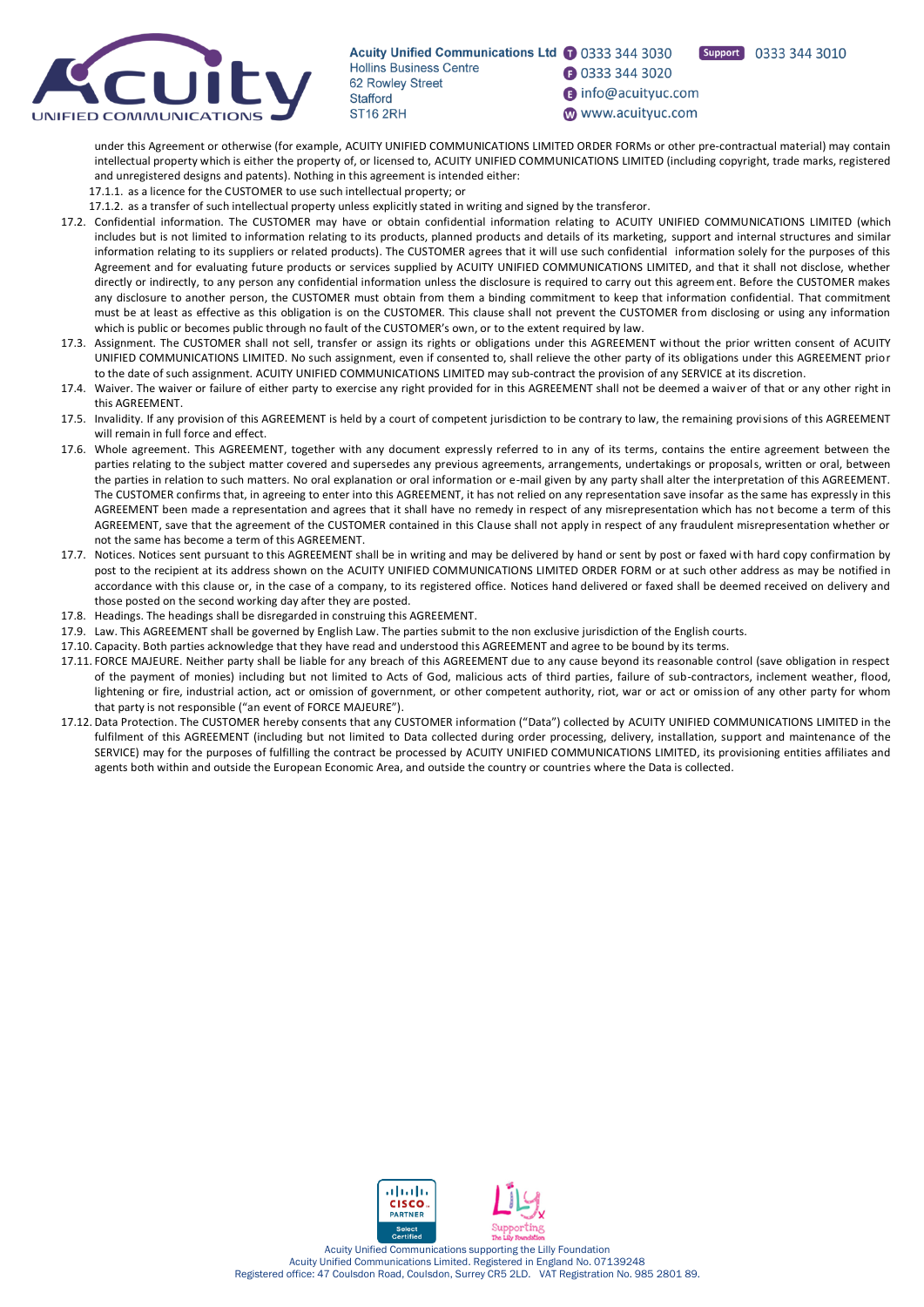under this Agreement or otherwise (for example, ACUITY UNIFIED COMMUNICATIONS LIMITED ORDER FORMs or other pre-contractual material) may contain intellectual property which is either the property of, or licensed to, ACUITY UNIFIED COMMUNICATIONS LIMITED (including copyright, trade marks, registered and unregistered designs and patents). Nothing in this agreement is intended either:

17.1.1. as a licence for the CUSTOMER to use such intellectual property; or

17.1.2. as a transfer of such intellectual property unless explicitly stated in writing and signed by the transferor.

17.2. Confidential information. The CUSTOMER may have or obtain confidential information relating to ACUITY UNIFIED COMMUNICATIONS LIMITED (which includes but is not limited to information relating to its products, planned products and details of its marketing, support and internal structures and similar information relating to its suppliers or related products). The CUSTOMER agrees that it will use such confidential information solely for the purposes of this Agreement and for evaluating future products or services supplied by ACUITY UNIFIED COMMUNICATIONS LIMITED, and that it shall not disclose, whether directly or indirectly, to any person any confidential information unless the disclosure is required to carry out this agreement. Before the CUSTOMER makes any disclosure to another person, the CUSTOMER must obtain from them a binding commitment to keep that information confidential. That commitment must be at least as effective as this obligation is on the CUSTOMER. This clause shall not prevent the CUSTOMER from disclosing or using any information which is public or becomes public through no fault of the CUSTOMER's own, or to the extent required by law.

17.3. Assignment. The CUSTOMER shall not sell, transfer or assign its rights or obligations under this AGREEMENT without the prior written consent of ACUITY UNIFIED COMMUNICATIONS LIMITED. No such assignment, even if consented to, shall relieve the other party of its obligations under this AGREEMENT prior to the date of such assignment. ACUITY UNIFIED COMMUNICATIONS LIMITED may sub-contract the provision of any SERVICE at its discretion.

17.4. Waiver. The waiver or failure of either party to exercise any right provided for in this AGREEMENT shall not be deemed a waiver of that or any other right in this AGREEMENT.

17.5. Invalidity. If any provision of this AGREEMENT is held by a court of competent jurisdiction to be contrary to law, the remaining provisions of this AGREEMENT will remain in full force and effect.

17.6. Whole agreement. This AGREEMENT, together with any document expressly referred to in any of its terms, contains the entire agreement between the parties relating to the subject matter covered and supersedes any previous agreements, arrangements, undertakings or proposals, written or oral, between the parties in relation to such matters. No oral explanation or oral information or e-mail given by any party shall alter the interpretation of this AGREEMENT. The CUSTOMER confirms that, in agreeing to enter into this AGREEMENT, it has not relied on any representation save insofar as the same has expressly in this AGREEMENT been made a representation and agrees that it shall have no remedy in respect of any misrepresentation which has not become a term of this AGREEMENT, save that the agreement of the CUSTOMER contained in this Clause shall not apply in respect of any fraudulent misrepresentation whether or not the same has become a term of this AGREEMENT.

17.7. Notices. Notices sent pursuant to this AGREEMENT shall be in writing and may be delivered by hand or sent by post or faxed with hard copy confirmation by post to the recipient at its address shown on the ACUITY UNIFIED COMMUNICATIONS LIMITED ORDER FORM or at such other address as may be notified in accordance with this clause or, in the case of a company, to its registered office. Notices hand delivered or faxed shall be deemed received on delivery and those posted on the second working day after they are posted.

17.8. Headings. The headings shall be disregarded in construing this AGREEMENT.

17.9. Law. This AGREEMENT shall be governed by English Law. The parties submit to the non exclusive jurisdiction of the English courts.

17.10. Capacity. Both parties acknowledge that they have read and understood this AGREEMENT and agree to be bound by its terms.

17.11. FORCE MAJEURE. Neither party shall be liable for any breach of this AGREEMENT due to any cause beyond its reasonable control (save obligation in respect of the payment of monies) including but not limited to Acts of God, malicious acts of third parties, failure of sub-contractors, inclement weather, flood, lightening or fire, industrial action, act or omission of government, or other competent authority, riot, war or act or omission of any other party for whom that party is not responsible ("an event of FORCE MAJEURE").

17.12. Data Protection. The CUSTOMER hereby consents that any CUSTOMER information ("Data") collected by ACUITY UNIFIED COMMUNICATIONS LIMITED in the fulfilment of this AGREEMENT (including but not limited to Data collected during order processing, delivery, installation, support and maintenance of the SERVICE) may for the purposes of fulfilling the contract be processed by ACUITY UNIFIED COMMUNICATIONS LIMITED, its provisioning entities affiliates and agents both within and outside the European Economic Area, and outside the country or countries where the Data is collected.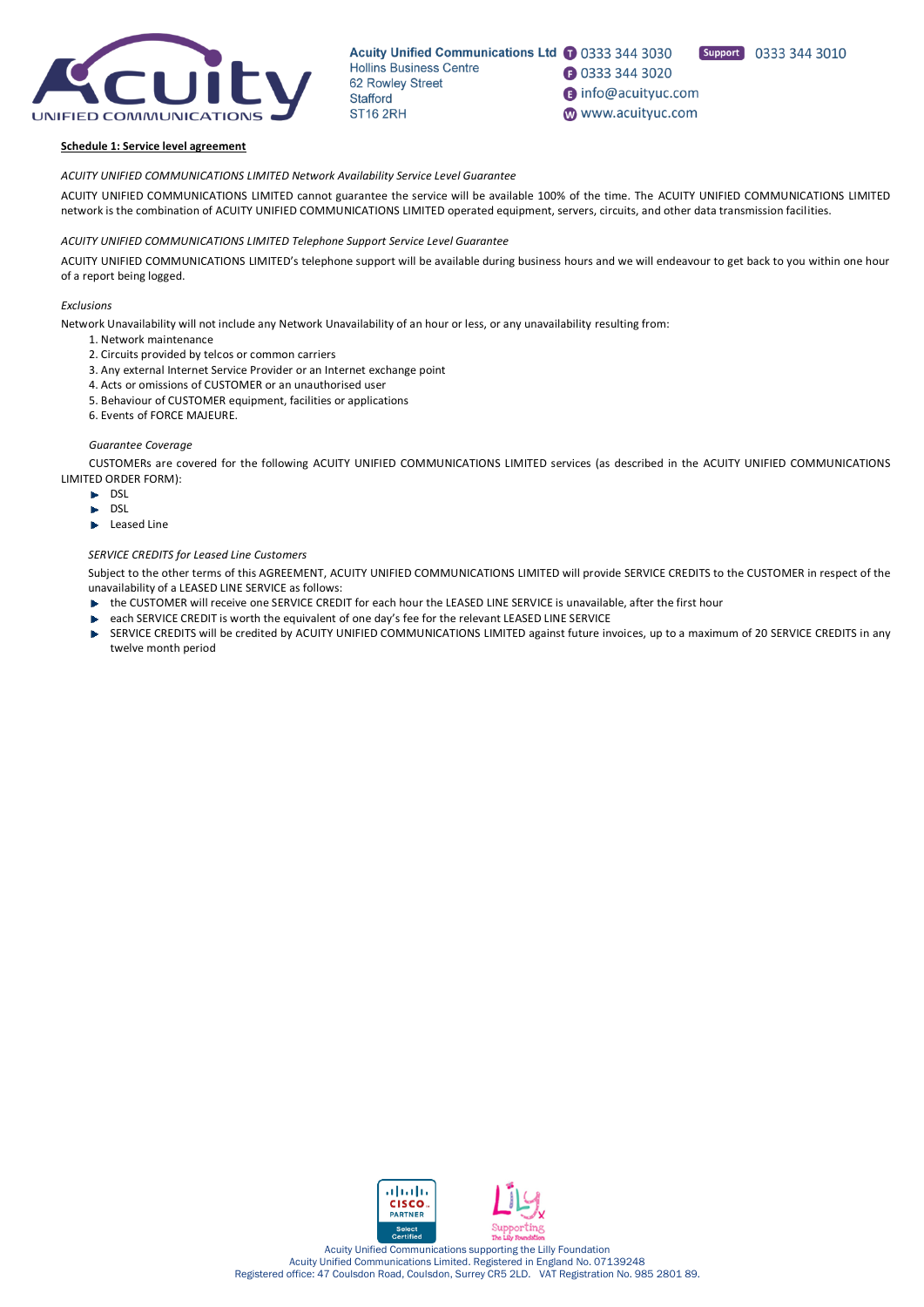**Schedule 1: Service level agreement**

*ACUITY UNIFIED COMMUNICATIONS LIMITED Network Availability Service Level Guarantee*

ACUITY UNIFIED COMMUNICATIONS LIMITED cannot guarantee the service will be available 100% of the time. The ACUITY UNIFIED COMMUNICATIONS LIMITED network is the combination of ACUITY UNIFIED COMMUNICATIONS LIMITED operated equipment, servers, circuits, and other data transmission facilities.

*ACUITY UNIFIED COMMUNICATIONS LIMITED Telephone Support Service Level Guarantee*

ACUITY UNIFIED COMMUNICATIONS LIMITED's telephone support will be available during business hours and we will endeavour to get back to you within one hour of a report being logged.

*Exclusions*

Network Unavailability will not include any Network Unavailability of an hour or less, or any unavailability resulting from:

1. Network maintenance
2. Circuits provided by telcos or common carriers
3. Any external Internet Service Provider or an Internet exchange point
4. Acts or omissions of CUSTOMER or an unauthorised user
5. Behaviour of CUSTOMER equipment, facilities or applications
6. Events of FORCE MAJEURE.

*Guarantee Coverage*

CUSTOMERs are covered for the following ACUITY UNIFIED COMMUNICATIONS LIMITED services (as described in the ACUITY UNIFIED COMMUNICATIONS LIMITED ORDER FORM):

- DSL
- DSL
- Leased Line

*SERVICE CREDITS for Leased Line Customers*

Subject to the other terms of this AGREEMENT, ACUITY UNIFIED COMMUNICATIONS LIMITED will provide SERVICE CREDITS to the CUSTOMER in respect of the unavailability of a LEASED LINE SERVICE as follows:

- the CUSTOMER will receive one SERVICE CREDIT for each hour the LEASED LINE SERVICE is unavailable, after the first hour
- each SERVICE CREDIT is worth the equivalent of one day's fee for the relevant LEASED LINE SERVICE
- SERVICE CREDITS will be credited by ACUITY UNIFIED COMMUNICATIONS LIMITED against future invoices, up to a maximum of 20 SERVICE CREDITS in any twelve month period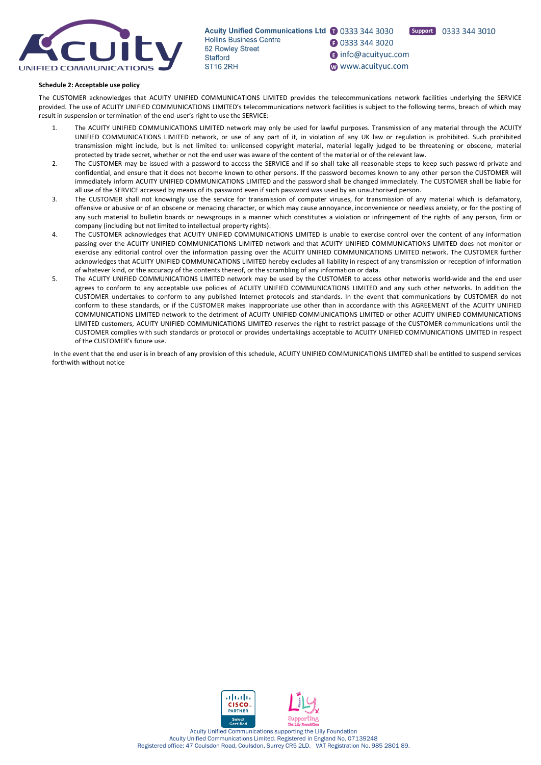**Schedule 2: Acceptable use policy**

The CUSTOMER acknowledges that ACUITY UNIFIED COMMUNICATIONS LIMITED provides the telecommunications network facilities underlying the SERVICE provided. The use of ACUITY UNIFIED COMMUNICATIONS LIMITED's telecommunications network facilities is subject to the following terms, breach of which may result in suspension or termination of the end-user's right to use the SERVICE:-

1. The ACUITY UNIFIED COMMUNICATIONS LIMITED network may only be used for lawful purposes. Transmission of any material through the ACUITY UNIFIED COMMUNICATIONS LIMITED network, or use of any part of it, in violation of any UK law or regulation is prohibited. Such prohibited transmission might include, but is not limited to: unlicensed copyright material, material legally judged to be threatening or obscene, material protected by trade secret, whether or not the end user was aware of the content of the material or of the relevant law.
2. The CUSTOMER may be issued with a password to access the SERVICE and if so shall take all reasonable steps to keep such password private and confidential, and ensure that it does not become known to other persons. If the password becomes known to any other person the CUSTOMER will immediately inform ACUITY UNIFIED COMMUNICATIONS LIMITED and the password shall be changed immediately. The CUSTOMER shall be liable for all use of the SERVICE accessed by means of its password even if such password was used by an unauthorised person.
3. The CUSTOMER shall not knowingly use the service for transmission of computer viruses, for transmission of any material which is defamatory, offensive or abusive or of an obscene or menacing character, or which may cause annoyance, inconvenience or needless anxiety, or for the posting of any such material to bulletin boards or newsgroups in a manner which constitutes a violation or infringement of the rights of any person, firm or company (including but not limited to intellectual property rights).
4. The CUSTOMER acknowledges that ACUITY UNIFIED COMMUNICATIONS LIMITED is unable to exercise control over the content of any information passing over the ACUITY UNIFIED COMMUNICATIONS LIMITED network and that ACUITY UNIFIED COMMUNICATIONS LIMITED does not monitor or exercise any editorial control over the information passing over the ACUITY UNIFIED COMMUNICATIONS LIMITED network. The CUSTOMER further acknowledges that ACUITY UNIFIED COMMUNICATIONS LIMITED hereby excludes all liability in respect of any transmission or reception of information of whatever kind, or the accuracy of the contents thereof, or the scrambling of any information or data.
5. The ACUITY UNIFIED COMMUNICATIONS LIMITED network may be used by the CUSTOMER to access other networks world-wide and the end user agrees to conform to any acceptable use policies of ACUITY UNIFIED COMMUNICATIONS LIMITED and any such other networks. In addition the CUSTOMER undertakes to conform to any published Internet protocols and standards. In the event that communications by CUSTOMER do not conform to these standards, or if the CUSTOMER makes inappropriate use other than in accordance with this AGREEMENT of the ACUITY UNIFIED COMMUNICATIONS LIMITED network to the detriment of ACUITY UNIFIED COMMUNICATIONS LIMITED or other ACUITY UNIFIED COMMUNICATIONS LIMITED customers, ACUITY UNIFIED COMMUNICATIONS LIMITED reserves the right to restrict passage of the CUSTOMER communications until the CUSTOMER complies with such standards or protocol or provides undertakings acceptable to ACUITY UNIFIED COMMUNICATIONS LIMITED in respect of the CUSTOMER's future use.

In the event that the end user is in breach of any provision of this schedule, ACUITY UNIFIED COMMUNICATIONS LIMITED shall be entitled to suspend services forthwith without notice